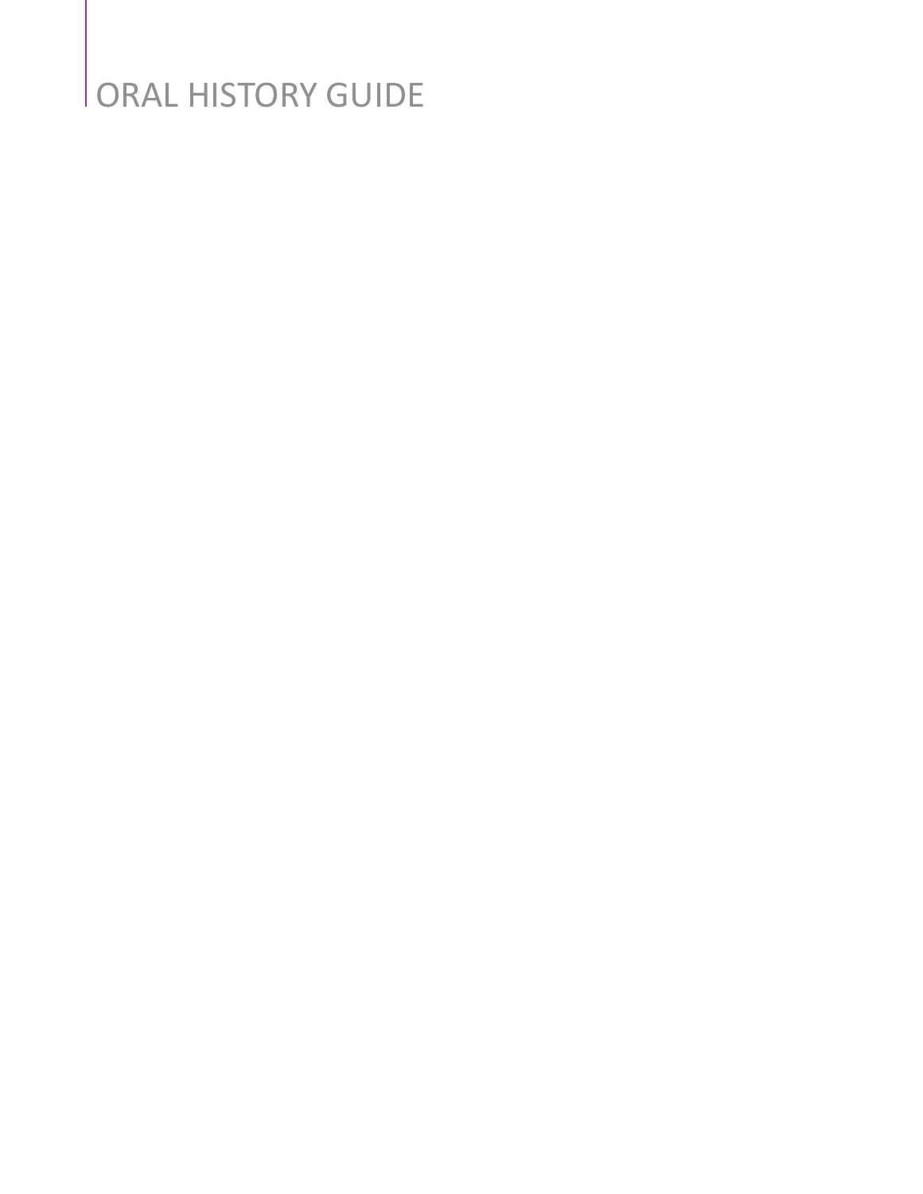# ORAL HISTORY GUIDE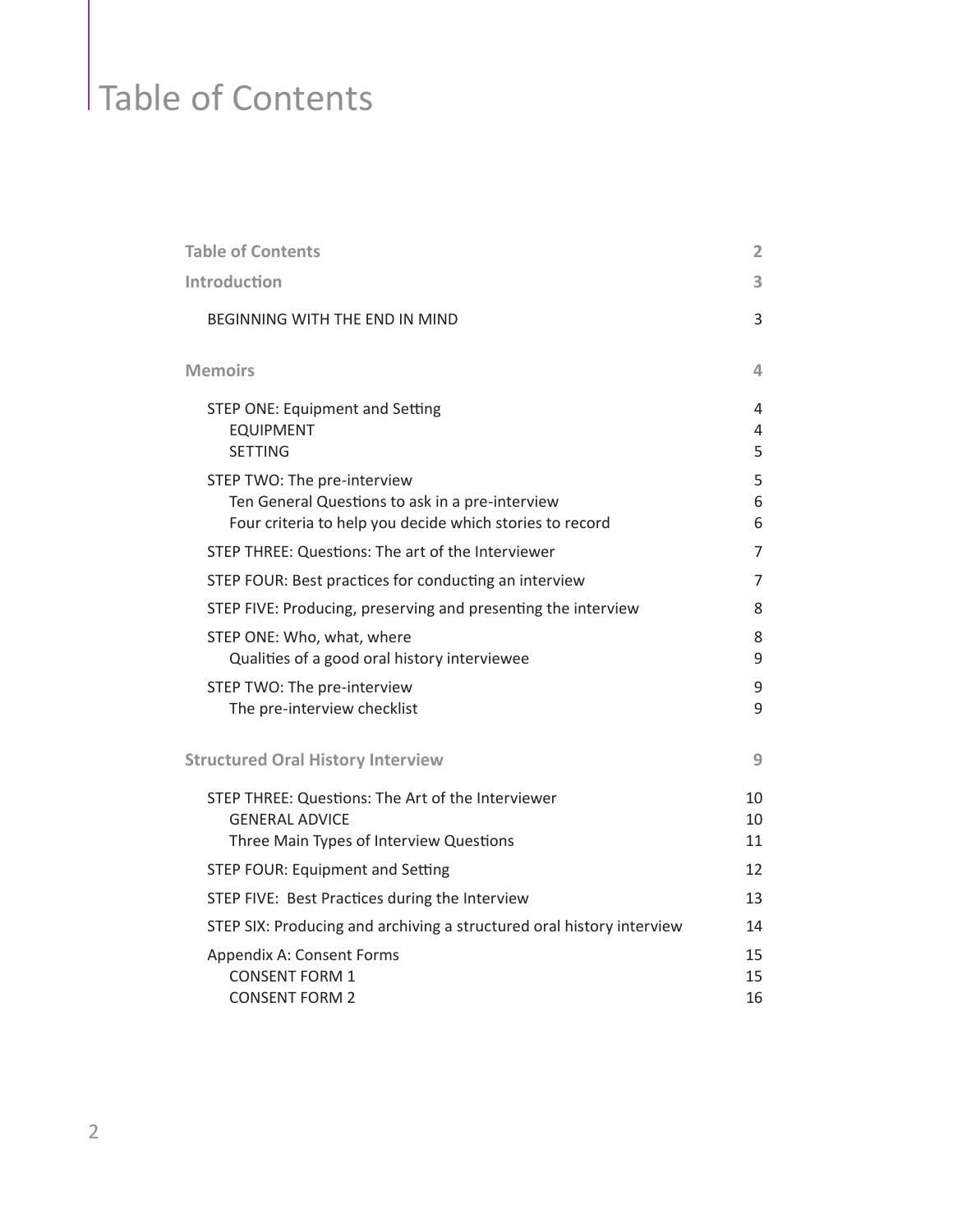# Table of Contents

| | |
|---|---|
| **Table of Contents** | **2** |
| **Introduction** | **3** |
| BEGINNING WITH THE END IN MIND | 3 |
| **Memoirs** | **4** |
| STEP ONE: Equipment and Setting | 4 |
| EQUIPMENT | 4 |
| SETTING | 5 |
| STEP TWO: The pre-interview | 5 |
| Ten General Questions to ask in a pre-interview | 6 |
| Four criteria to help you decide which stories to record | 6 |
| STEP THREE: Questions: The art of the Interviewer | 7 |
| STEP FOUR: Best practices for conducting an interview | 7 |
| STEP FIVE: Producing, preserving and presenting the interview | 8 |
| STEP ONE: Who, what, where | 8 |
| Qualities of a good oral history interviewee | 9 |
| STEP TWO: The pre-interview | 9 |
| The pre-interview checklist | 9 |
| **Structured Oral History Interview** | **9** |
| STEP THREE: Questions: The Art of the Interviewer | 10 |
| GENERAL ADVICE | 10 |
| Three Main Types of Interview Questions | 11 |
| STEP FOUR: Equipment and Setting | 12 |
| STEP FIVE: Best Practices during the Interview | 13 |
| STEP SIX: Producing and archiving a structured oral history interview | 14 |
| Appendix A: Consent Forms | 15 |
| CONSENT FORM 1 | 15 |
| CONSENT FORM 2 | 16 |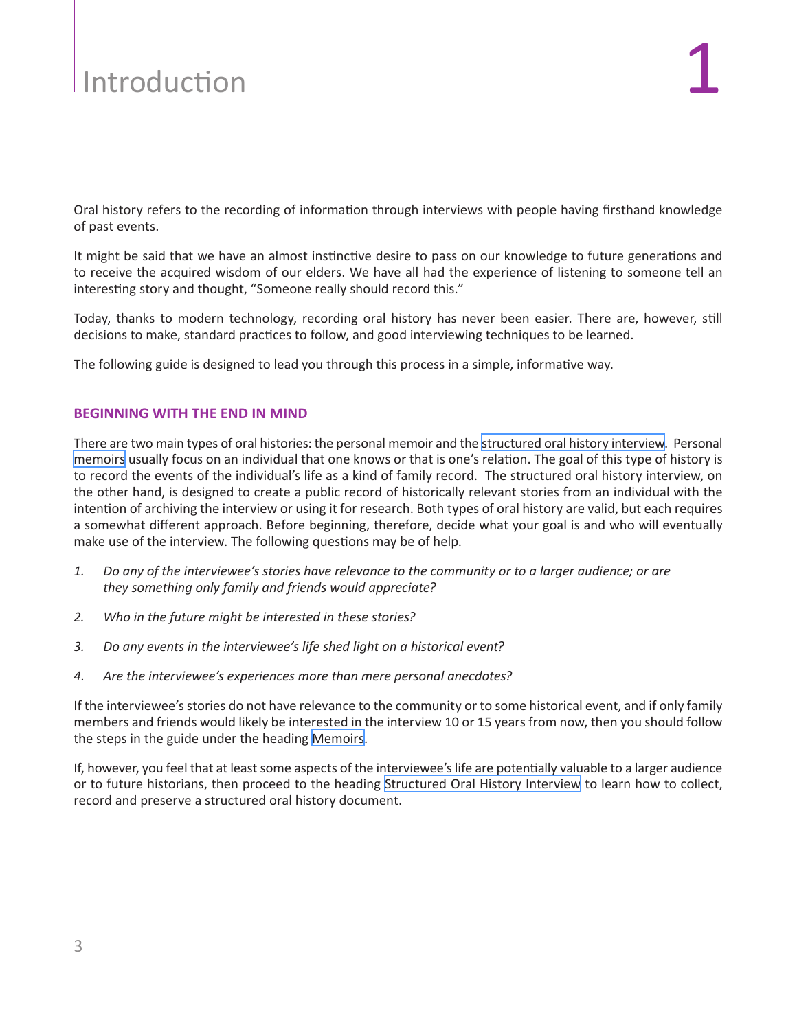# 1 Introduction

Oral history refers to the recording of information through interviews with people having firsthand knowledge of past events.

It might be said that we have an almost instinctive desire to pass on our knowledge to future generations and to receive the acquired wisdom of our elders. We have all had the experience of listening to someone tell an interesting story and thought, "Someone really should record this."

Today, thanks to modern technology, recording oral history has never been easier. There are, however, still decisions to make, standard practices to follow, and good interviewing techniques to be learned.

The following guide is designed to lead you through this process in a simple, informative way.

## BEGINNING WITH THE END IN MIND

There are two main types of oral histories: the personal memoir and the structured oral history interview. Personal memoirs usually focus on an individual that one knows or that is one's relation. The goal of this type of history is to record the events of the individual's life as a kind of family record. The structured oral history interview, on the other hand, is designed to create a public record of historically relevant stories from an individual with the intention of archiving the interview or using it for research. Both types of oral history are valid, but each requires a somewhat different approach. Before beginning, therefore, decide what your goal is and who will eventually make use of the interview. The following questions may be of help.

1. *Do any of the interviewee's stories have relevance to the community or to a larger audience; or are they something only family and friends would appreciate?*

2. *Who in the future might be interested in these stories?*

3. *Do any events in the interviewee's life shed light on a historical event?*

4. *Are the interviewee's experiences more than mere personal anecdotes?*

If the interviewee's stories do not have relevance to the community or to some historical event, and if only family members and friends would likely be interested in the interview 10 or 15 years from now, then you should follow the steps in the guide under the heading Memoirs.

If, however, you feel that at least some aspects of the interviewee's life are potentially valuable to a larger audience or to future historians, then proceed to the heading Structured Oral History Interview to learn how to collect, record and preserve a structured oral history document.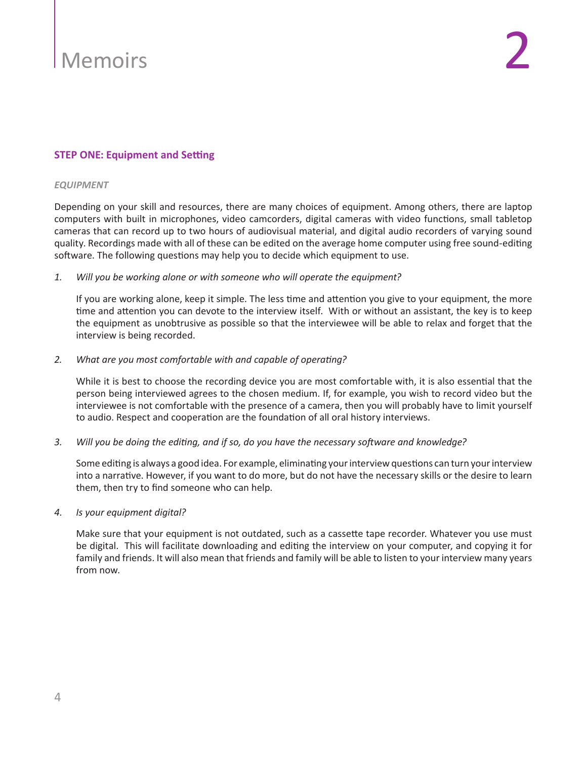# 2 Memoirs

## STEP ONE: Equipment and Setting

### *EQUIPMENT*

Depending on your skill and resources, there are many choices of equipment. Among others, there are laptop computers with built in microphones, video camcorders, digital cameras with video functions, small tabletop cameras that can record up to two hours of audiovisual material, and digital audio recorders of varying sound quality. Recordings made with all of these can be edited on the average home computer using free sound-editing software. The following questions may help you to decide which equipment to use.

1. *Will you be working alone or with someone who will operate the equipment?*

   If you are working alone, keep it simple. The less time and attention you give to your equipment, the more time and attention you can devote to the interview itself. With or without an assistant, the key is to keep the equipment as unobtrusive as possible so that the interviewee will be able to relax and forget that the interview is being recorded.

2. *What are you most comfortable with and capable of operating?*

   While it is best to choose the recording device you are most comfortable with, it is also essential that the person being interviewed agrees to the chosen medium. If, for example, you wish to record video but the interviewee is not comfortable with the presence of a camera, then you will probably have to limit yourself to audio. Respect and cooperation are the foundation of all oral history interviews.

3. *Will you be doing the editing, and if so, do you have the necessary software and knowledge?*

   Some editing is always a good idea. For example, eliminating your interview questions can turn your interview into a narrative. However, if you want to do more, but do not have the necessary skills or the desire to learn them, then try to find someone who can help.

4. *Is your equipment digital?*

   Make sure that your equipment is not outdated, such as a cassette tape recorder. Whatever you use must be digital. This will facilitate downloading and editing the interview on your computer, and copying it for family and friends. It will also mean that friends and family will be able to listen to your interview many years from now.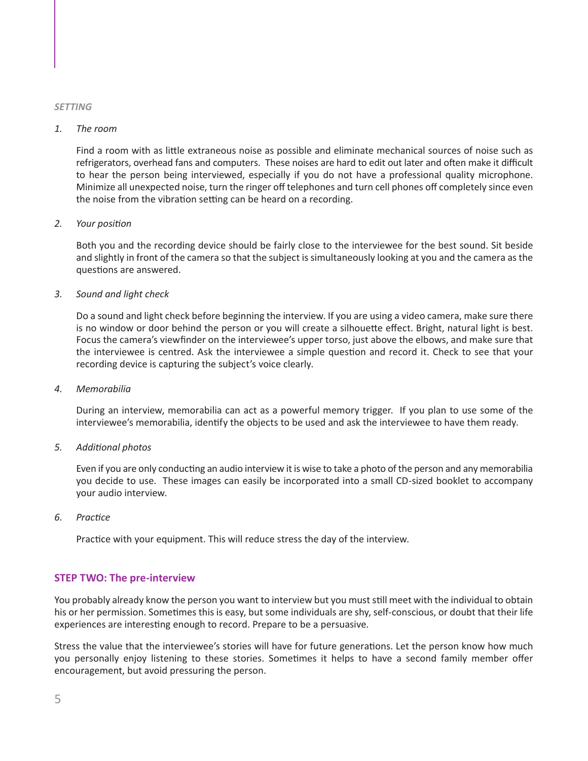*SETTING*

1. *The room*

   Find a room with as little extraneous noise as possible and eliminate mechanical sources of noise such as refrigerators, overhead fans and computers. These noises are hard to edit out later and often make it difficult to hear the person being interviewed, especially if you do not have a professional quality microphone. Minimize all unexpected noise, turn the ringer off telephones and turn cell phones off completely since even the noise from the vibration setting can be heard on a recording.

2. *Your position*

   Both you and the recording device should be fairly close to the interviewee for the best sound. Sit beside and slightly in front of the camera so that the subject is simultaneously looking at you and the camera as the questions are answered.

3. *Sound and light check*

   Do a sound and light check before beginning the interview. If you are using a video camera, make sure there is no window or door behind the person or you will create a silhouette effect. Bright, natural light is best. Focus the camera's viewfinder on the interviewee's upper torso, just above the elbows, and make sure that the interviewee is centred. Ask the interviewee a simple question and record it. Check to see that your recording device is capturing the subject's voice clearly.

4. *Memorabilia*

   During an interview, memorabilia can act as a powerful memory trigger. If you plan to use some of the interviewee's memorabilia, identify the objects to be used and ask the interviewee to have them ready.

5. *Additional photos*

   Even if you are only conducting an audio interview it is wise to take a photo of the person and any memorabilia you decide to use. These images can easily be incorporated into a small CD-sized booklet to accompany your audio interview.

6. *Practice*

   Practice with your equipment. This will reduce stress the day of the interview.

## STEP TWO: The pre-interview

You probably already know the person you want to interview but you must still meet with the individual to obtain his or her permission. Sometimes this is easy, but some individuals are shy, self-conscious, or doubt that their life experiences are interesting enough to record. Prepare to be a persuasive.

Stress the value that the interviewee's stories will have for future generations. Let the person know how much you personally enjoy listening to these stories. Sometimes it helps to have a second family member offer encouragement, but avoid pressuring the person.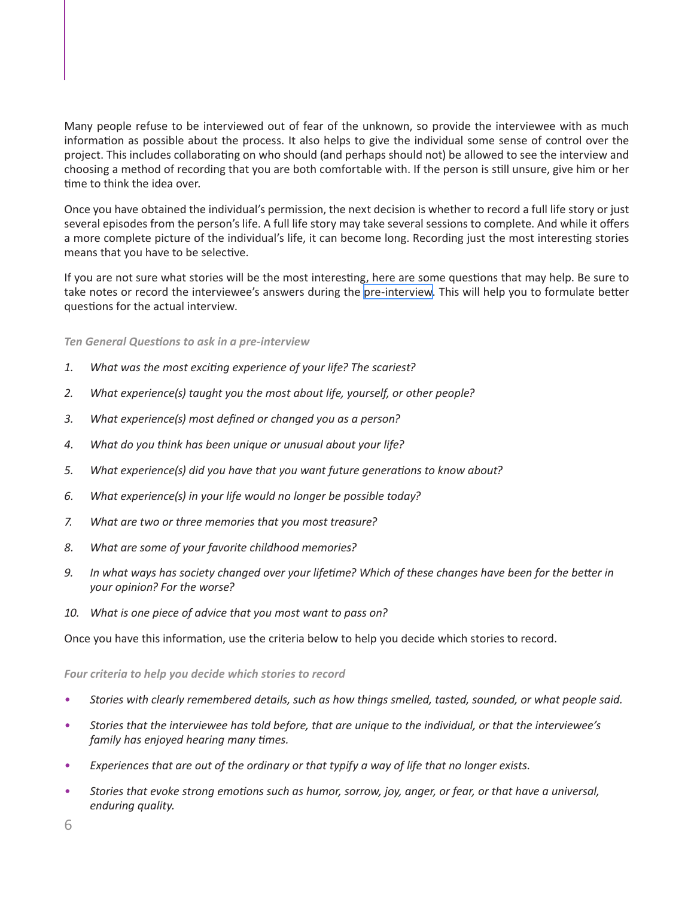Many people refuse to be interviewed out of fear of the unknown, so provide the interviewee with as much information as possible about the process. It also helps to give the individual some sense of control over the project. This includes collaborating on who should (and perhaps should not) be allowed to see the interview and choosing a method of recording that you are both comfortable with. If the person is still unsure, give him or her time to think the idea over.

Once you have obtained the individual's permission, the next decision is whether to record a full life story or just several episodes from the person's life. A full life story may take several sessions to complete. And while it offers a more complete picture of the individual's life, it can become long. Recording just the most interesting stories means that you have to be selective.

If you are not sure what stories will be the most interesting, here are some questions that may help. Be sure to take notes or record the interviewee's answers during the pre-interview. This will help you to formulate better questions for the actual interview.

#### *Ten General Questions to ask in a pre-interview*

1. *What was the most exciting experience of your life? The scariest?*
2. *What experience(s) taught you the most about life, yourself, or other people?*
3. *What experience(s) most defined or changed you as a person?*
4. *What do you think has been unique or unusual about your life?*
5. *What experience(s) did you have that you want future generations to know about?*
6. *What experience(s) in your life would no longer be possible today?*
7. *What are two or three memories that you most treasure?*
8. *What are some of your favorite childhood memories?*
9. *In what ways has society changed over your lifetime? Which of these changes have been for the better in your opinion? For the worse?*
10. *What is one piece of advice that you most want to pass on?*

Once you have this information, use the criteria below to help you decide which stories to record.

#### *Four criteria to help you decide which stories to record*

- *Stories with clearly remembered details, such as how things smelled, tasted, sounded, or what people said.*
- *Stories that the interviewee has told before, that are unique to the individual, or that the interviewee's family has enjoyed hearing many times.*
- *Experiences that are out of the ordinary or that typify a way of life that no longer exists.*
- *Stories that evoke strong emotions such as humor, sorrow, joy, anger, or fear, or that have a universal, enduring quality.*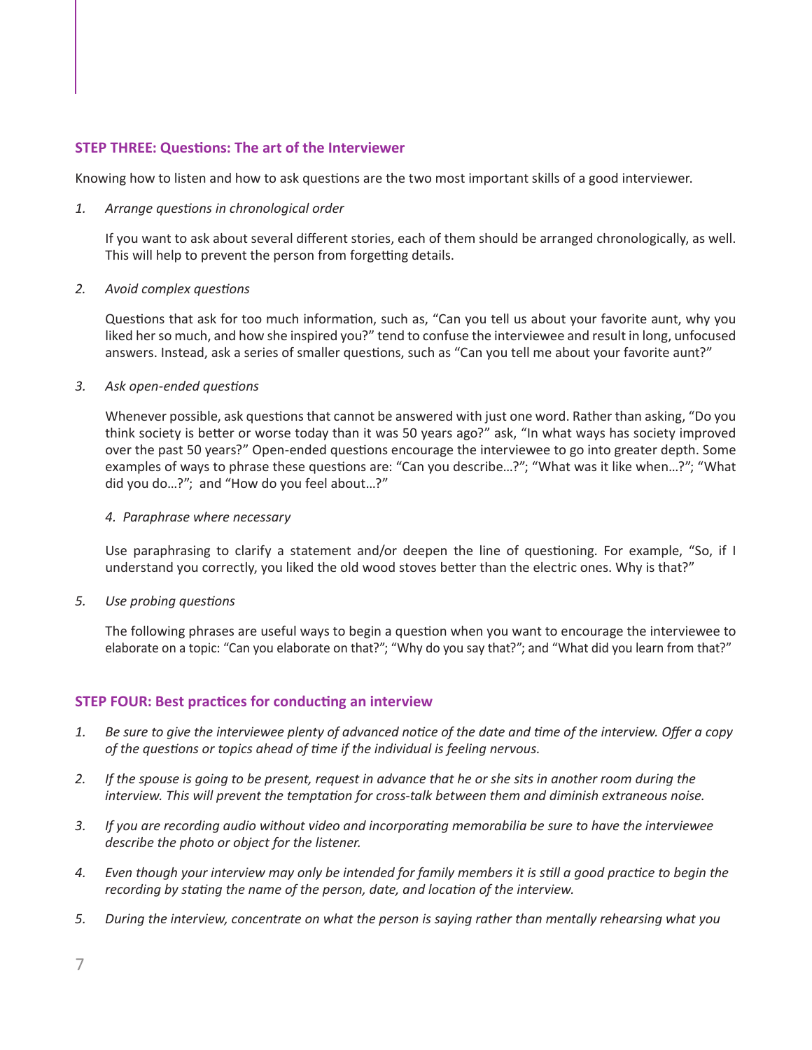### STEP THREE: Questions: The art of the Interviewer

Knowing how to listen and how to ask questions are the two most important skills of a good interviewer.

1. *Arrange questions in chronological order*

   If you want to ask about several different stories, each of them should be arranged chronologically, as well. This will help to prevent the person from forgetting details.

2. *Avoid complex questions*

   Questions that ask for too much information, such as, “Can you tell us about your favorite aunt, why you liked her so much, and how she inspired you?” tend to confuse the interviewee and result in long, unfocused answers. Instead, ask a series of smaller questions, such as “Can you tell me about your favorite aunt?”

3. *Ask open-ended questions*

   Whenever possible, ask questions that cannot be answered with just one word. Rather than asking, “Do you think society is better or worse today than it was 50 years ago?” ask, “In what ways has society improved over the past 50 years?” Open-ended questions encourage the interviewee to go into greater depth. Some examples of ways to phrase these questions are: “Can you describe…?”; “What was it like when…?”; “What did you do…?”; and “How do you feel about…?”

4. *Paraphrase where necessary*

   Use paraphrasing to clarify a statement and/or deepen the line of questioning. For example, “So, if I understand you correctly, you liked the old wood stoves better than the electric ones. Why is that?”

5. *Use probing questions*

   The following phrases are useful ways to begin a question when you want to encourage the interviewee to elaborate on a topic: “Can you elaborate on that?”; “Why do you say that?”; and “What did you learn from that?”

### STEP FOUR: Best practices for conducting an interview

1. *Be sure to give the interviewee plenty of advanced notice of the date and time of the interview. Offer a copy of the questions or topics ahead of time if the individual is feeling nervous.*
2. *If the spouse is going to be present, request in advance that he or she sits in another room during the interview. This will prevent the temptation for cross-talk between them and diminish extraneous noise.*
3. *If you are recording audio without video and incorporating memorabilia be sure to have the interviewee describe the photo or object for the listener.*
4. *Even though your interview may only be intended for family members it is still a good practice to begin the recording by stating the name of the person, date, and location of the interview.*
5. *During the interview, concentrate on what the person is saying rather than mentally rehearsing what you*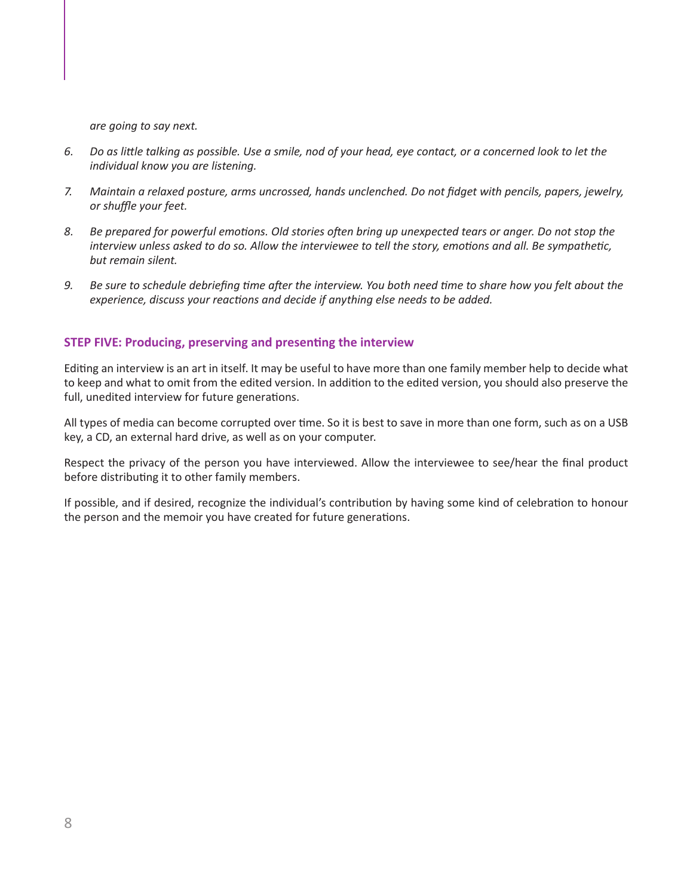*are going to say next.*

6. *Do as little talking as possible. Use a smile, nod of your head, eye contact, or a concerned look to let the individual know you are listening.*

7. *Maintain a relaxed posture, arms uncrossed, hands unclenched. Do not fidget with pencils, papers, jewelry, or shuffle your feet.*

8. *Be prepared for powerful emotions. Old stories often bring up unexpected tears or anger. Do not stop the interview unless asked to do so. Allow the interviewee to tell the story, emotions and all. Be sympathetic, but remain silent.*

9. *Be sure to schedule debriefing time after the interview. You both need time to share how you felt about the experience, discuss your reactions and decide if anything else needs to be added.*

### STEP FIVE: Producing, preserving and presenting the interview

Editing an interview is an art in itself. It may be useful to have more than one family member help to decide what to keep and what to omit from the edited version. In addition to the edited version, you should also preserve the full, unedited interview for future generations.

All types of media can become corrupted over time. So it is best to save in more than one form, such as on a USB key, a CD, an external hard drive, as well as on your computer.

Respect the privacy of the person you have interviewed. Allow the interviewee to see/hear the final product before distributing it to other family members.

If possible, and if desired, recognize the individual's contribution by having some kind of celebration to honour the person and the memoir you have created for future generations.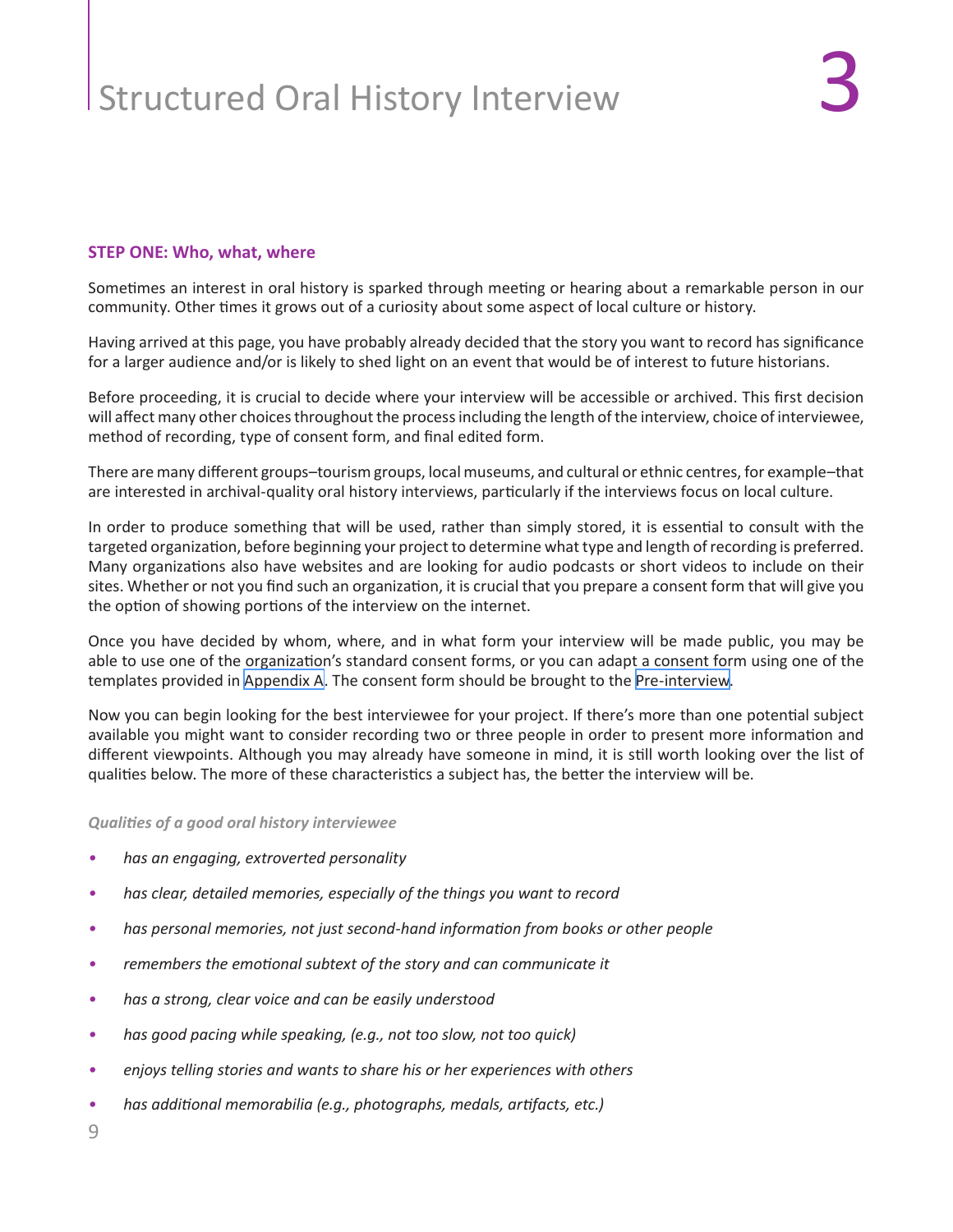# Structured Oral History Interview 3

## STEP ONE: Who, what, where

Sometimes an interest in oral history is sparked through meeting or hearing about a remarkable person in our community. Other times it grows out of a curiosity about some aspect of local culture or history.

Having arrived at this page, you have probably already decided that the story you want to record has significance for a larger audience and/or is likely to shed light on an event that would be of interest to future historians.

Before proceeding, it is crucial to decide where your interview will be accessible or archived. This first decision will affect many other choices throughout the process including the length of the interview, choice of interviewee, method of recording, type of consent form, and final edited form.

There are many different groups–tourism groups, local museums, and cultural or ethnic centres, for example–that are interested in archival-quality oral history interviews, particularly if the interviews focus on local culture.

In order to produce something that will be used, rather than simply stored, it is essential to consult with the targeted organization, before beginning your project to determine what type and length of recording is preferred. Many organizations also have websites and are looking for audio podcasts or short videos to include on their sites. Whether or not you find such an organization, it is crucial that you prepare a consent form that will give you the option of showing portions of the interview on the internet.

Once you have decided by whom, where, and in what form your interview will be made public, you may be able to use one of the organization's standard consent forms, or you can adapt a consent form using one of the templates provided in Appendix A. The consent form should be brought to the Pre-interview.

Now you can begin looking for the best interviewee for your project. If there's more than one potential subject available you might want to consider recording two or three people in order to present more information and different viewpoints. Although you may already have someone in mind, it is still worth looking over the list of qualities below. The more of these characteristics a subject has, the better the interview will be.

***Qualities of a good oral history interviewee***

- *has an engaging, extroverted personality*
- *has clear, detailed memories, especially of the things you want to record*
- *has personal memories, not just second-hand information from books or other people*
- *remembers the emotional subtext of the story and can communicate it*
- *has a strong, clear voice and can be easily understood*
- *has good pacing while speaking, (e.g., not too slow, not too quick)*
- *enjoys telling stories and wants to share his or her experiences with others*
- *has additional memorabilia (e.g., photographs, medals, artifacts, etc.)*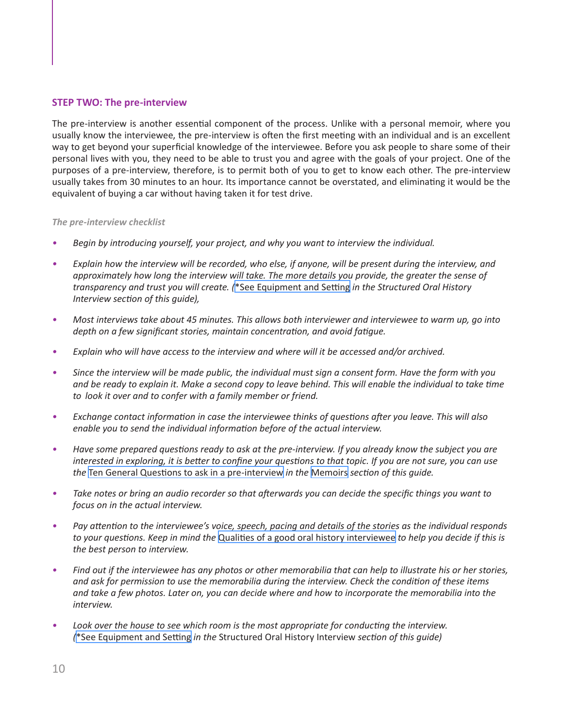## STEP TWO: The pre-interview

The pre-interview is another essential component of the process. Unlike with a personal memoir, where you usually know the interviewee, the pre-interview is often the first meeting with an individual and is an excellent way to get beyond your superficial knowledge of the interviewee. Before you ask people to share some of their personal lives with you, they need to be able to trust you and agree with the goals of your project. One of the purposes of a pre-interview, therefore, is to permit both of you to get to know each other. The pre-interview usually takes from 30 minutes to an hour. Its importance cannot be overstated, and eliminating it would be the equivalent of buying a car without having taken it for test drive.

### *The pre-interview checklist*

- *Begin by introducing yourself, your project, and why you want to interview the individual.*
- *Explain how the interview will be recorded, who else, if anyone, will be present during the interview, and approximately how long the interview will take. The more details you provide, the greater the sense of transparency and trust you will create. (*\*See Equipment and Setting *in the Structured Oral History Interview section of this guide),*
- *Most interviews take about 45 minutes. This allows both interviewer and interviewee to warm up, go into depth on a few significant stories, maintain concentration, and avoid fatigue.*
- *Explain who will have access to the interview and where will it be accessed and/or archived.*
- *Since the interview will be made public, the individual must sign a consent form. Have the form with you and be ready to explain it. Make a second copy to leave behind. This will enable the individual to take time to look it over and to confer with a family member or friend.*
- *Exchange contact information in case the interviewee thinks of questions after you leave. This will also enable you to send the individual information before of the actual interview.*
- *Have some prepared questions ready to ask at the pre-interview. If you already know the subject you are interested in exploring, it is better to confine your questions to that topic. If you are not sure, you can use the* Ten General Questions to ask in a pre-interview *in the* Memoirs *section of this guide.*
- *Take notes or bring an audio recorder so that afterwards you can decide the specific things you want to focus on in the actual interview.*
- *Pay attention to the interviewee's voice, speech, pacing and details of the stories as the individual responds to your questions. Keep in mind the* Qualities of a good oral history interviewee *to help you decide if this is the best person to interview.*
- *Find out if the interviewee has any photos or other memorabilia that can help to illustrate his or her stories, and ask for permission to use the memorabilia during the interview. Check the condition of these items and take a few photos. Later on, you can decide where and how to incorporate the memorabilia into the interview.*
- *Look over the house to see which room is the most appropriate for conducting the interview. (*\*See Equipment and Setting *in the* Structured Oral History Interview *section of this guide)*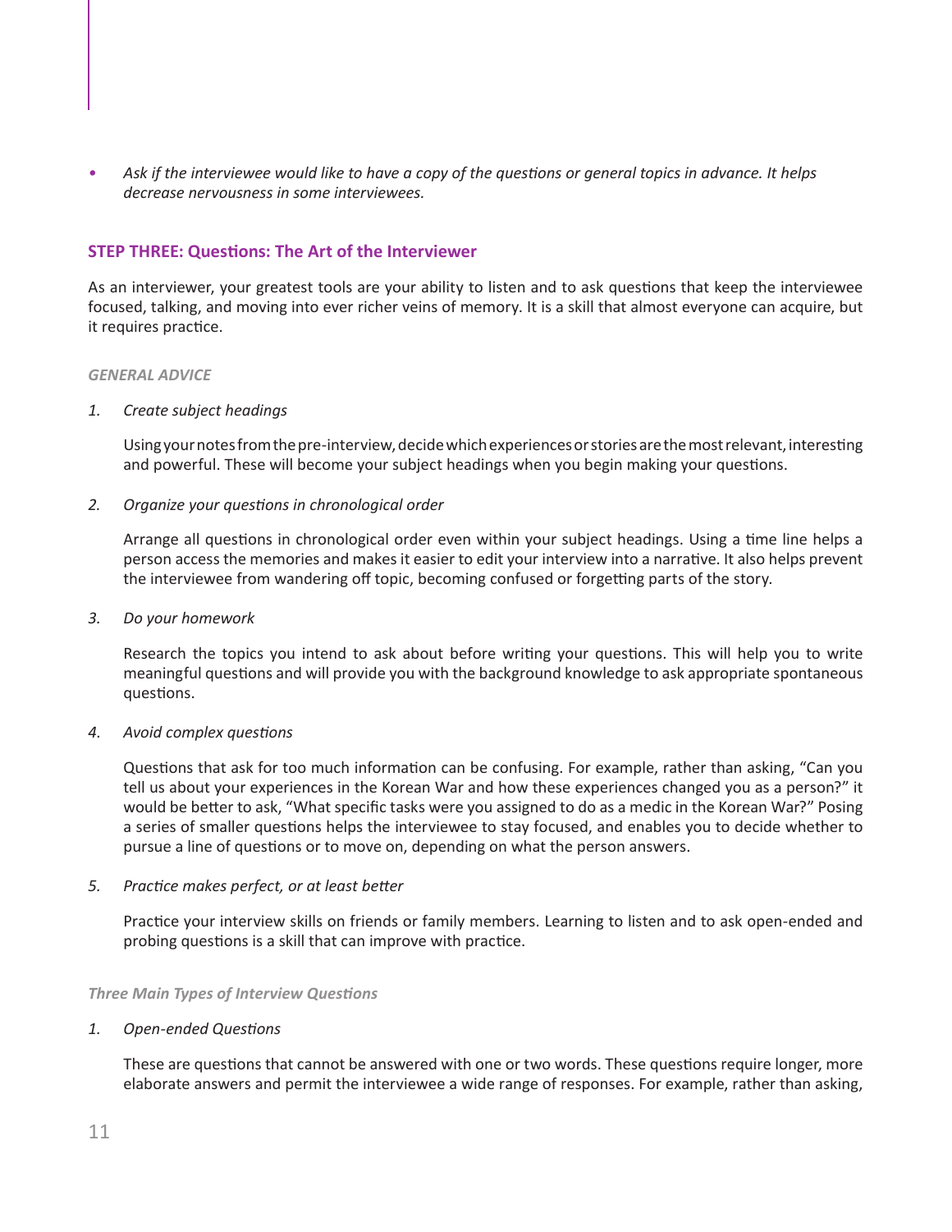- *Ask if the interviewee would like to have a copy of the questions or general topics in advance. It helps decrease nervousness in some interviewees.*

### STEP THREE: Questions: The Art of the Interviewer

As an interviewer, your greatest tools are your ability to listen and to ask questions that keep the interviewee focused, talking, and moving into ever richer veins of memory. It is a skill that almost everyone can acquire, but it requires practice.

#### *GENERAL ADVICE*

1. *Create subject headings*

   Using your notes from the pre-interview, decide which experiences or stories are the most relevant, interesting and powerful. These will become your subject headings when you begin making your questions.

2. *Organize your questions in chronological order*

   Arrange all questions in chronological order even within your subject headings. Using a time line helps a person access the memories and makes it easier to edit your interview into a narrative. It also helps prevent the interviewee from wandering off topic, becoming confused or forgetting parts of the story.

3. *Do your homework*

   Research the topics you intend to ask about before writing your questions. This will help you to write meaningful questions and will provide you with the background knowledge to ask appropriate spontaneous questions.

4. *Avoid complex questions*

   Questions that ask for too much information can be confusing. For example, rather than asking, "Can you tell us about your experiences in the Korean War and how these experiences changed you as a person?" it would be better to ask, "What specific tasks were you assigned to do as a medic in the Korean War?" Posing a series of smaller questions helps the interviewee to stay focused, and enables you to decide whether to pursue a line of questions or to move on, depending on what the person answers.

5. *Practice makes perfect, or at least better*

   Practice your interview skills on friends or family members. Learning to listen and to ask open-ended and probing questions is a skill that can improve with practice.

#### *Three Main Types of Interview Questions*

1. *Open-ended Questions*

   These are questions that cannot be answered with one or two words. These questions require longer, more elaborate answers and permit the interviewee a wide range of responses. For example, rather than asking,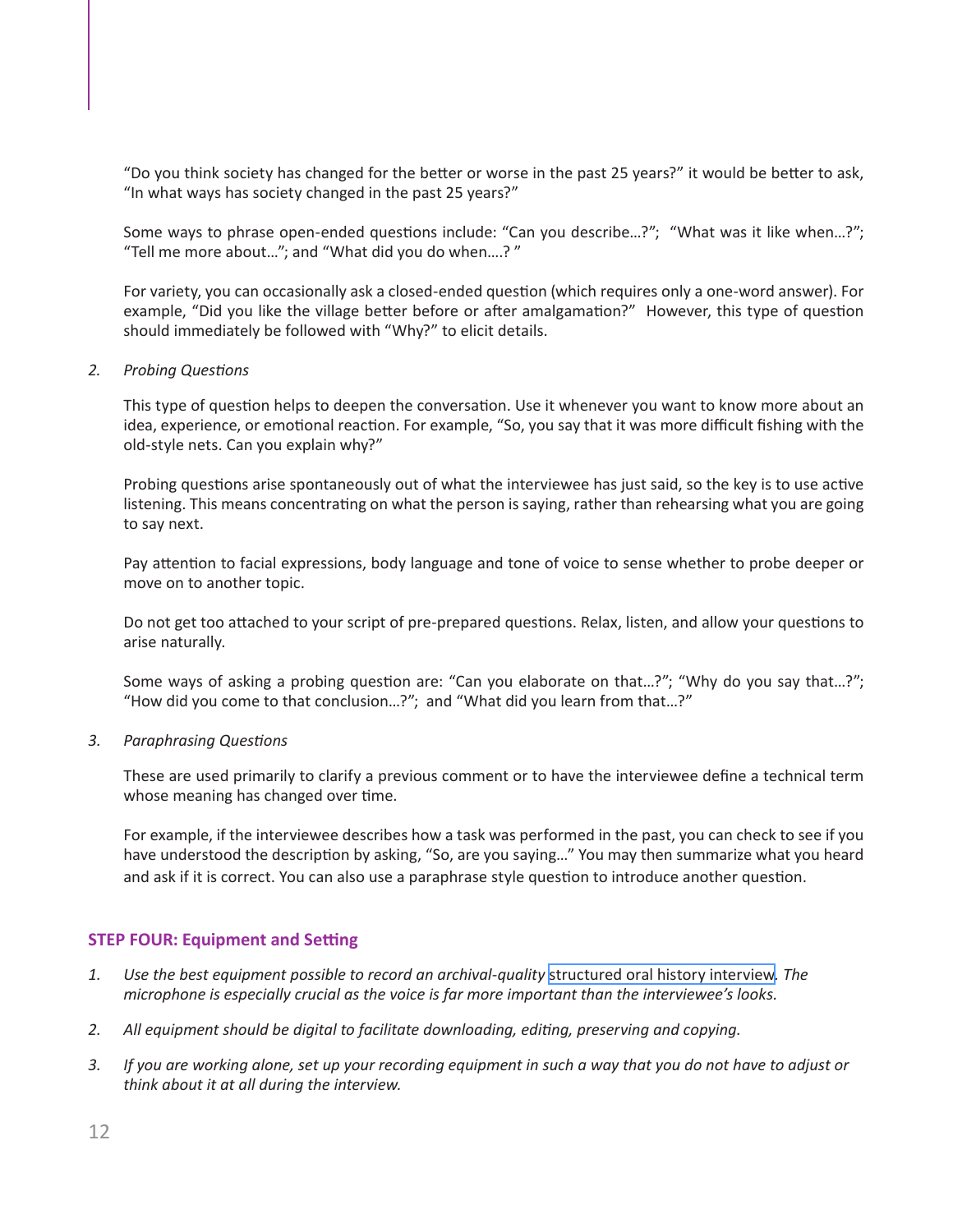“Do you think society has changed for the better or worse in the past 25 years?” it would be better to ask, “In what ways has society changed in the past 25 years?”

Some ways to phrase open-ended questions include: “Can you describe…?”; “What was it like when…?”; “Tell me more about…”; and “What did you do when….? ”

For variety, you can occasionally ask a closed-ended question (which requires only a one-word answer). For example, “Did you like the village better before or after amalgamation?” However, this type of question should immediately be followed with “Why?” to elicit details.

2. *Probing Questions*

   This type of question helps to deepen the conversation. Use it whenever you want to know more about an idea, experience, or emotional reaction. For example, “So, you say that it was more difficult fishing with the old-style nets. Can you explain why?”

   Probing questions arise spontaneously out of what the interviewee has just said, so the key is to use active listening. This means concentrating on what the person is saying, rather than rehearsing what you are going to say next.

   Pay attention to facial expressions, body language and tone of voice to sense whether to probe deeper or move on to another topic.

   Do not get too attached to your script of pre-prepared questions. Relax, listen, and allow your questions to arise naturally.

   Some ways of asking a probing question are: “Can you elaborate on that…?”; “Why do you say that…?”; “How did you come to that conclusion…?”; and “What did you learn from that…?”

3. *Paraphrasing Questions*

   These are used primarily to clarify a previous comment or to have the interviewee define a technical term whose meaning has changed over time.

   For example, if the interviewee describes how a task was performed in the past, you can check to see if you have understood the description by asking, “So, are you saying…” You may then summarize what you heard and ask if it is correct. You can also use a paraphrase style question to introduce another question.

### STEP FOUR: Equipment and Setting

1. *Use the best equipment possible to record an archival-quality* structured oral history interview*. The microphone is especially crucial as the voice is far more important than the interviewee’s looks.*
2. *All equipment should be digital to facilitate downloading, editing, preserving and copying.*
3. *If you are working alone, set up your recording equipment in such a way that you do not have to adjust or think about it at all during the interview.*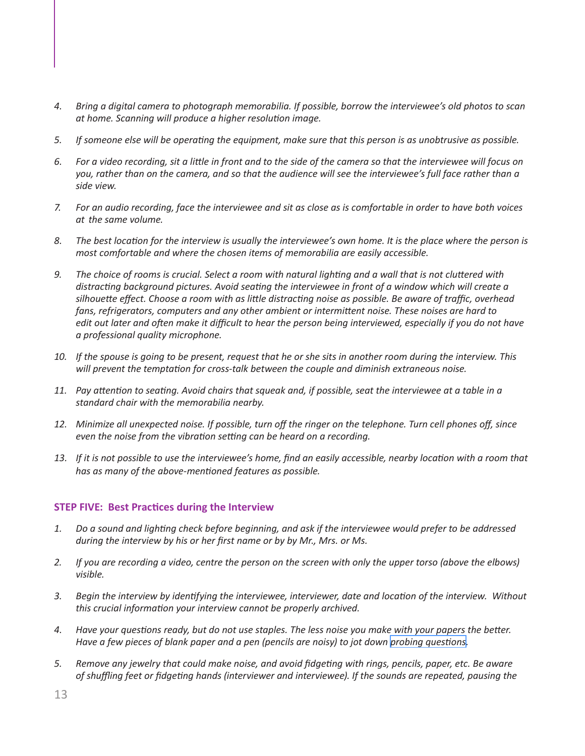4. *Bring a digital camera to photograph memorabilia. If possible, borrow the interviewee's old photos to scan at home. Scanning will produce a higher resolution image.*

5. *If someone else will be operating the equipment, make sure that this person is as unobtrusive as possible.*

6. *For a video recording, sit a little in front and to the side of the camera so that the interviewee will focus on you, rather than on the camera, and so that the audience will see the interviewee's full face rather than a side view.*

7. *For an audio recording, face the interviewee and sit as close as is comfortable in order to have both voices at the same volume.*

8. *The best location for the interview is usually the interviewee's own home. It is the place where the person is most comfortable and where the chosen items of memorabilia are easily accessible.*

9. *The choice of rooms is crucial. Select a room with natural lighting and a wall that is not cluttered with distracting background pictures. Avoid seating the interviewee in front of a window which will create a silhouette effect. Choose a room with as little distracting noise as possible. Be aware of traffic, overhead fans, refrigerators, computers and any other ambient or intermittent noise. These noises are hard to edit out later and often make it difficult to hear the person being interviewed, especially if you do not have a professional quality microphone.*

10. *If the spouse is going to be present, request that he or she sits in another room during the interview. This will prevent the temptation for cross-talk between the couple and diminish extraneous noise.*

11. *Pay attention to seating. Avoid chairs that squeak and, if possible, seat the interviewee at a table in a standard chair with the memorabilia nearby.*

12. *Minimize all unexpected noise. If possible, turn off the ringer on the telephone. Turn cell phones off, since even the noise from the vibration setting can be heard on a recording.*

13. *If it is not possible to use the interviewee's home, find an easily accessible, nearby location with a room that has as many of the above-mentioned features as possible.*

### STEP FIVE: Best Practices during the Interview

1. *Do a sound and lighting check before beginning, and ask if the interviewee would prefer to be addressed during the interview by his or her first name or by by Mr., Mrs. or Ms.*

2. *If you are recording a video, centre the person on the screen with only the upper torso (above the elbows) visible.*

3. *Begin the interview by identifying the interviewee, interviewer, date and location of the interview. Without this crucial information your interview cannot be properly archived.*

4. *Have your questions ready, but do not use staples. The less noise you make with your papers the better. Have a few pieces of blank paper and a pen (pencils are noisy) to jot down probing questions.*

5. *Remove any jewelry that could make noise, and avoid fidgeting with rings, pencils, paper, etc. Be aware of shuffling feet or fidgeting hands (interviewer and interviewee). If the sounds are repeated, pausing the*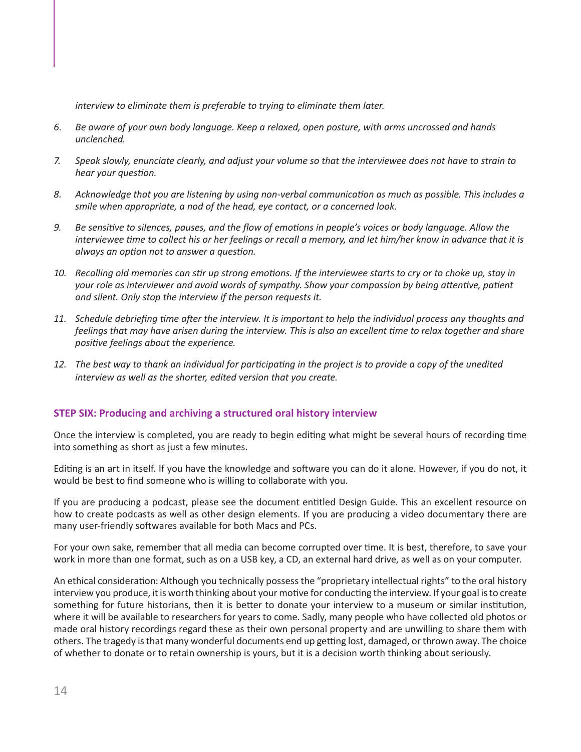*interview to eliminate them is preferable to trying to eliminate them later.*

6. *Be aware of your own body language. Keep a relaxed, open posture, with arms uncrossed and hands unclenched.*

7. *Speak slowly, enunciate clearly, and adjust your volume so that the interviewee does not have to strain to hear your question.*

8. *Acknowledge that you are listening by using non-verbal communication as much as possible. This includes a smile when appropriate, a nod of the head, eye contact, or a concerned look.*

9. *Be sensitive to silences, pauses, and the flow of emotions in people's voices or body language. Allow the interviewee time to collect his or her feelings or recall a memory, and let him/her know in advance that it is always an option not to answer a question.*

10. *Recalling old memories can stir up strong emotions. If the interviewee starts to cry or to choke up, stay in your role as interviewer and avoid words of sympathy. Show your compassion by being attentive, patient and silent. Only stop the interview if the person requests it.*

11. *Schedule debriefing time after the interview. It is important to help the individual process any thoughts and feelings that may have arisen during the interview. This is also an excellent time to relax together and share positive feelings about the experience.*

12. *The best way to thank an individual for participating in the project is to provide a copy of the unedited interview as well as the shorter, edited version that you create.*

### STEP SIX: Producing and archiving a structured oral history interview

Once the interview is completed, you are ready to begin editing what might be several hours of recording time into something as short as just a few minutes.

Editing is an art in itself. If you have the knowledge and software you can do it alone. However, if you do not, it would be best to find someone who is willing to collaborate with you.

If you are producing a podcast, please see the document entitled Design Guide. This an excellent resource on how to create podcasts as well as other design elements. If you are producing a video documentary there are many user-friendly softwares available for both Macs and PCs.

For your own sake, remember that all media can become corrupted over time. It is best, therefore, to save your work in more than one format, such as on a USB key, a CD, an external hard drive, as well as on your computer.

An ethical consideration: Although you technically possess the "proprietary intellectual rights" to the oral history interview you produce, it is worth thinking about your motive for conducting the interview. If your goal is to create something for future historians, then it is better to donate your interview to a museum or similar institution, where it will be available to researchers for years to come. Sadly, many people who have collected old photos or made oral history recordings regard these as their own personal property and are unwilling to share them with others. The tragedy is that many wonderful documents end up getting lost, damaged, or thrown away. The choice of whether to donate or to retain ownership is yours, but it is a decision worth thinking about seriously.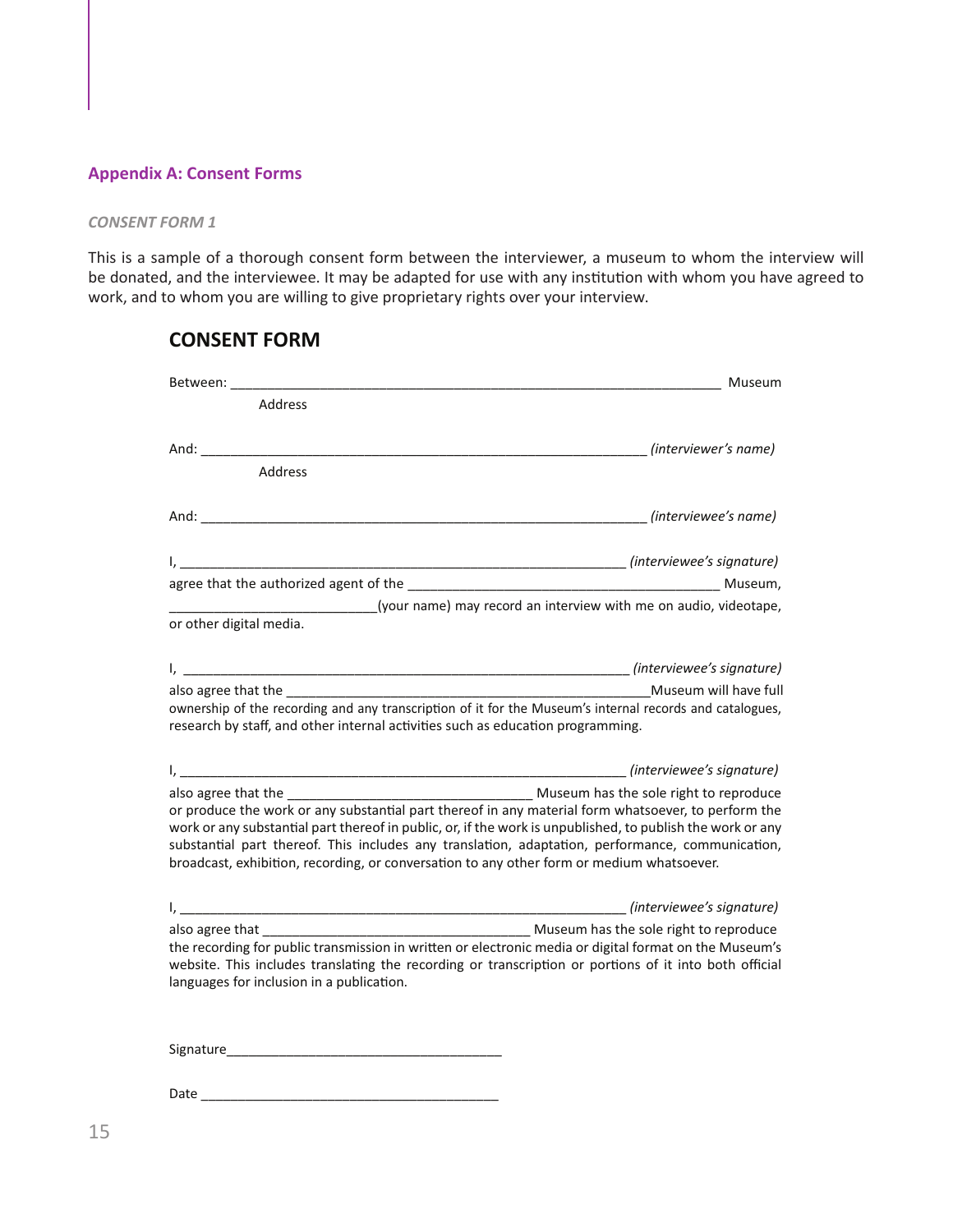## Appendix A: Consent Forms

*CONSENT FORM 1*

This is a sample of a thorough consent form between the interviewer, a museum to whom the interview will be donated, and the interviewee. It may be adapted for use with any institution with whom you have agreed to work, and to whom you are willing to give proprietary rights over your interview.

### CONSENT FORM

Between: ________________________________________________________________ Museum

Address

And: __________________________________________________________ *(interviewer's name)*

Address

And: __________________________________________________________ *(interviewee's name)*

I, __________________________________________________________ *(interviewee's signature)*

agree that the authorized agent of the ________________________________________ Museum, ___________________________(your name) may record an interview with me on audio, videotape, or other digital media.

I, __________________________________________________________ *(interviewee's signature)*

also agree that the _________________________________________________Museum will have full ownership of the recording and any transcription of it for the Museum's internal records and catalogues, research by staff, and other internal activities such as education programming.

I, __________________________________________________________ *(interviewee's signature)*

also agree that the ________________________________ Museum has the sole right to reproduce or produce the work or any substantial part thereof in any material form whatsoever, to perform the work or any substantial part thereof in public, or, if the work is unpublished, to publish the work or any substantial part thereof. This includes any translation, adaptation, performance, communication, broadcast, exhibition, recording, or conversation to any other form or medium whatsoever.

I, __________________________________________________________ *(interviewee's signature)*

also agree that ___________________________________ Museum has the sole right to reproduce the recording for public transmission in written or electronic media or digital format on the Museum's website. This includes translating the recording or transcription or portions of it into both official languages for inclusion in a publication.

Signature____________________________________

Date ________________________________________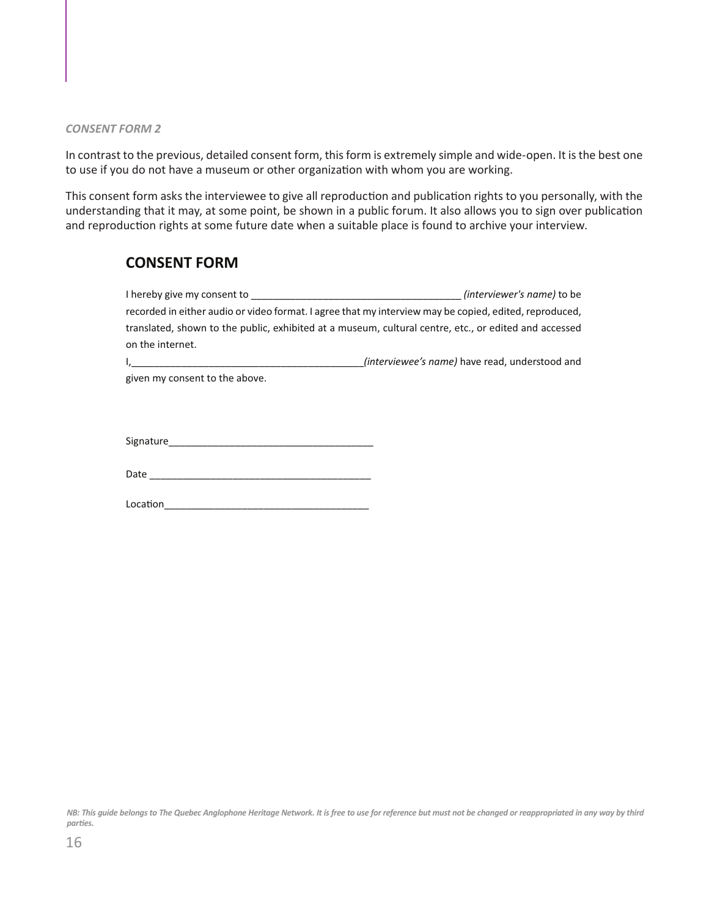*CONSENT FORM 2*

In contrast to the previous, detailed consent form, this form is extremely simple and wide-open. It is the best one to use if you do not have a museum or other organization with whom you are working.

This consent form asks the interviewee to give all reproduction and publication rights to you personally, with the understanding that it may, at some point, be shown in a public forum. It also allows you to sign over publication and reproduction rights at some future date when a suitable place is found to archive your interview.

## CONSENT FORM

I hereby give my consent to ______________________________________ *(interviewer's name)* to be recorded in either audio or video format. I agree that my interview may be copied, edited, reproduced, translated, shown to the public, exhibited at a museum, cultural centre, etc., or edited and accessed on the internet.

I,__________________________________________*(interviewee's name)* have read, understood and given my consent to the above.

Signature_____________________________________

Date ________________________________________

Location_____________________________________

***NB: This guide belongs to The Quebec Anglophone Heritage Network. It is free to use for reference but must not be changed or reappropriated in any way by third parties.***